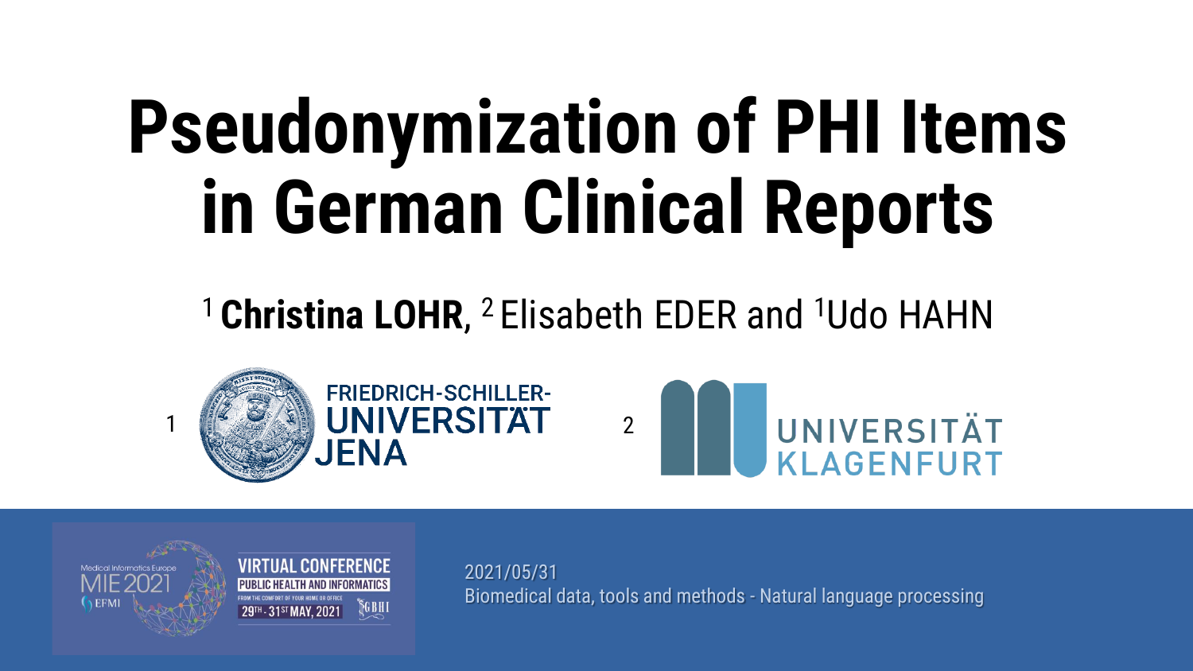# Pseudonymization of PHI Items in German Clinical Reports

[1] **Christina LOHR**, [2] Elisabeth EDER and [1] Udo HAHN

1 FRIEDRICH-SCHILLER-UNIVERSITÄT JENA

2 UNIVERSITÄT KLAGENFURT

Medical Informatics Europe MIE2021 EFMI — VIRTUAL CONFERENCE — PUBLIC HEALTH AND INFORMATICS — FROM THE COMFORT OF YOUR HOME OR OFFICE — 29TH - 31ST MAY, 2021

2021/05/31

Biomedical data, tools and methods - Natural language processing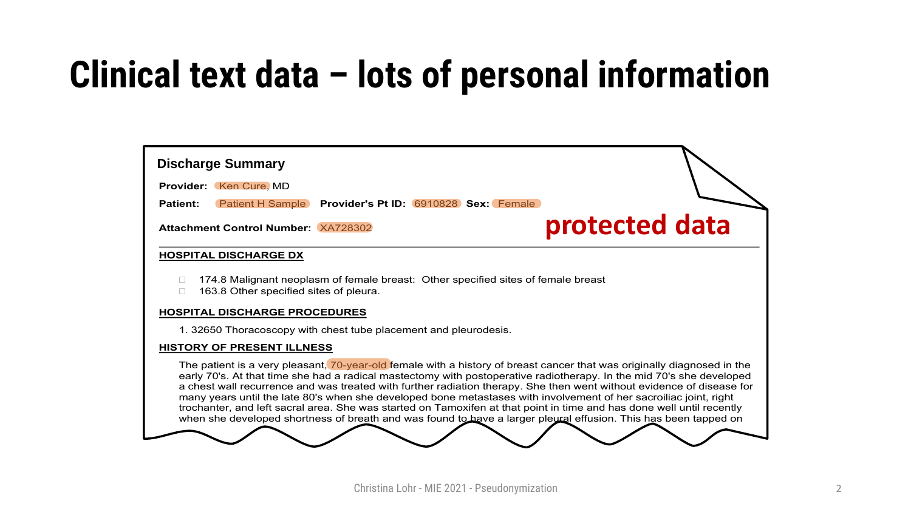# Clinical text data – lots of personal information

**Discharge Summary**

**Provider:** Ken Cure, MD

**Patient:** Patient H Sample **Provider's Pt ID:** 6910828 **Sex:** Female

**Attachment Control Number:** XA728302

**protected data**

**HOSPITAL DISCHARGE DX**

- 174.8 Malignant neoplasm of female breast: Other specified sites of female breast
- 163.8 Other specified sites of pleura.

**HOSPITAL DISCHARGE PROCEDURES**

1. 32650 Thoracoscopy with chest tube placement and pleurodesis.

**HISTORY OF PRESENT ILLNESS**

The patient is a very pleasant, 70-year-old female with a history of breast cancer that was originally diagnosed in the early 70's. At that time she had a radical mastectomy with postoperative radiotherapy. In the mid 70's she developed a chest wall recurrence and was treated with further radiation therapy. She then went without evidence of disease for many years until the late 80's when she developed bone metastases with involvement of her sacroiliac joint, right trochanter, and left sacral area. She was started on Tamoxifen at that point in time and has done well until recently when she developed shortness of breath and was found to have a larger pleural effusion. This has been tapped on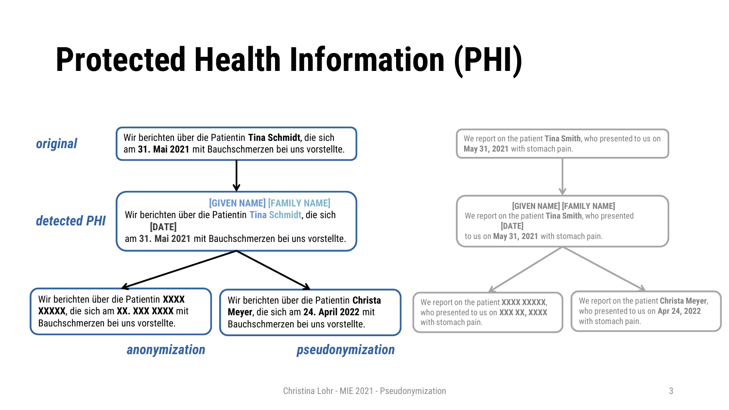# Protected Health Information (PHI)

*original*

Wir berichten über die Patientin **Tina Schmidt**, die sich am **31. Mai 2021** mit Bauchschmerzen bei uns vorstellte.

We report on the patient **Tina Smith**, who presented to us on **May 31, 2021** with stomach pain.

*detected PHI*

[GIVEN NAME] [FAMILY NAME]
Wir berichten über die Patientin Tina Schmidt, die sich
[DATE]
am **31. Mai 2021** mit Bauchschmerzen bei uns vorstellte.

[GIVEN NAME] [FAMILY NAME]
We report on the patient **Tina Smith**, who presented
[DATE]
to us on **May 31, 2021** with stomach pain.

*anonymization*

Wir berichten über die Patientin **XXXX XXXXX**, die sich am **XX. XXX XXXX** mit Bauchschmerzen bei uns vorstellte.

We report on the patient **XXXX XXXXX**, who presented to us on **XXX XX, XXXX** with stomach pain.

*pseudonymization*

Wir berichten über die Patientin **Christa Meyer**, die sich am **24. April 2022** mit Bauchschmerzen bei uns vorstellte.

We report on the patient **Christa Meyer**, who presented to us on **Apr 24, 2022** with stomach pain.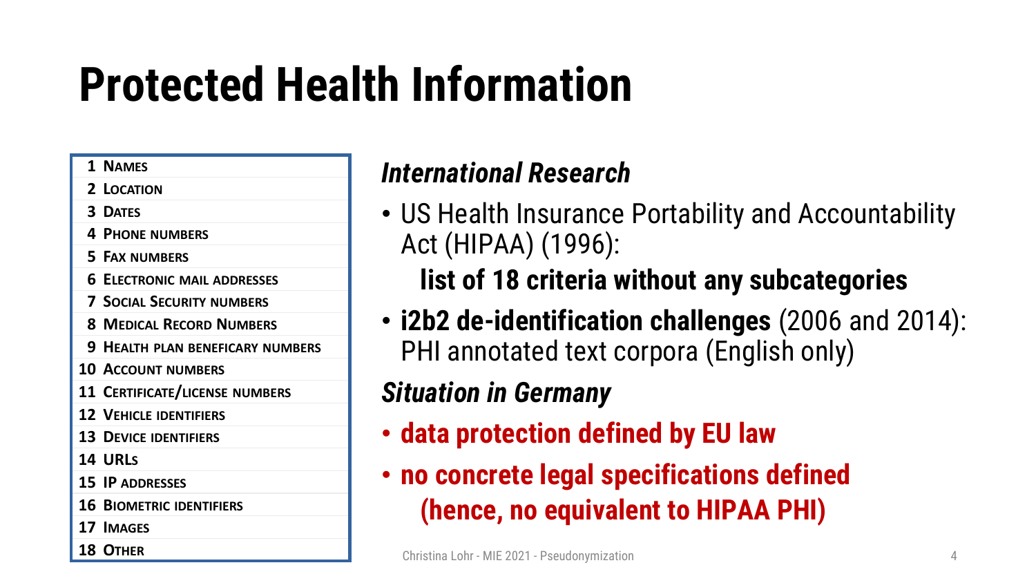# Protected Health Information

| | |
|---|---|
| 1 | NAMES |
| 2 | LOCATION |
| 3 | DATES |
| 4 | PHONE NUMBERS |
| 5 | FAX NUMBERS |
| 6 | ELECTRONIC MAIL ADDRESSES |
| 7 | SOCIAL SECURITY NUMBERS |
| 8 | MEDICAL RECORD NUMBERS |
| 9 | HEALTH PLAN BENEFICARY NUMBERS |
| 10 | ACCOUNT NUMBERS |
| 11 | CERTIFICATE/LICENSE NUMBERS |
| 12 | VEHICLE IDENTIFIERS |
| 13 | DEVICE IDENTIFIERS |
| 14 | URLS |
| 15 | IP ADDRESSES |
| 16 | BIOMETRIC IDENTIFIERS |
| 17 | IMAGES |
| 18 | OTHER |

## *International Research*

- US Health Insurance Portability and Accountability Act (HIPAA) (1996):
  **list of 18 criteria without any subcategories**
- **i2b2 de-identification challenges** (2006 and 2014): PHI annotated text corpora (English only)

## *Situation in Germany*

- **data protection defined by EU law**
- **no concrete legal specifications defined (hence, no equivalent to HIPAA PHI)**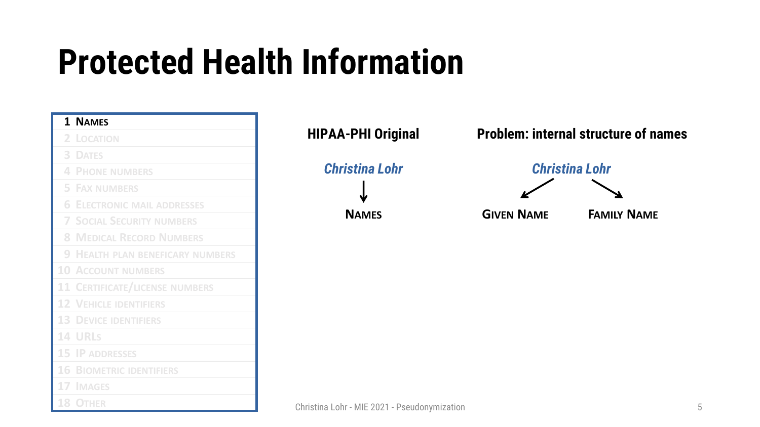# Protected Health Information

| |
|---|
| **1 NAMES** |
| 2 LOCATION |
| 3 DATES |
| 4 PHONE NUMBERS |
| 5 FAX NUMBERS |
| 6 ELECTRONIC MAIL ADDRESSES |
| 7 SOCIAL SECURITY NUMBERS |
| 8 MEDICAL RECORD NUMBERS |
| 9 HEALTH PLAN BENEFICARY NUMBERS |
| 10 ACCOUNT NUMBERS |
| 11 CERTIFICATE/LICENSE NUMBERS |
| 12 VEHICLE IDENTIFIERS |
| 13 DEVICE IDENTIFIERS |
| 14 URLS |
| 15 IP ADDRESSES |
| 16 BIOMETRIC IDENTIFIERS |
| 17 IMAGES |
| 18 OTHER |

**HIPAA-PHI Original**

*Christina Lohr*

↓

**NAMES**

**Problem: internal structure of names**

*Christina Lohr*

↙ ↘

**GIVEN NAME** **FAMILY NAME**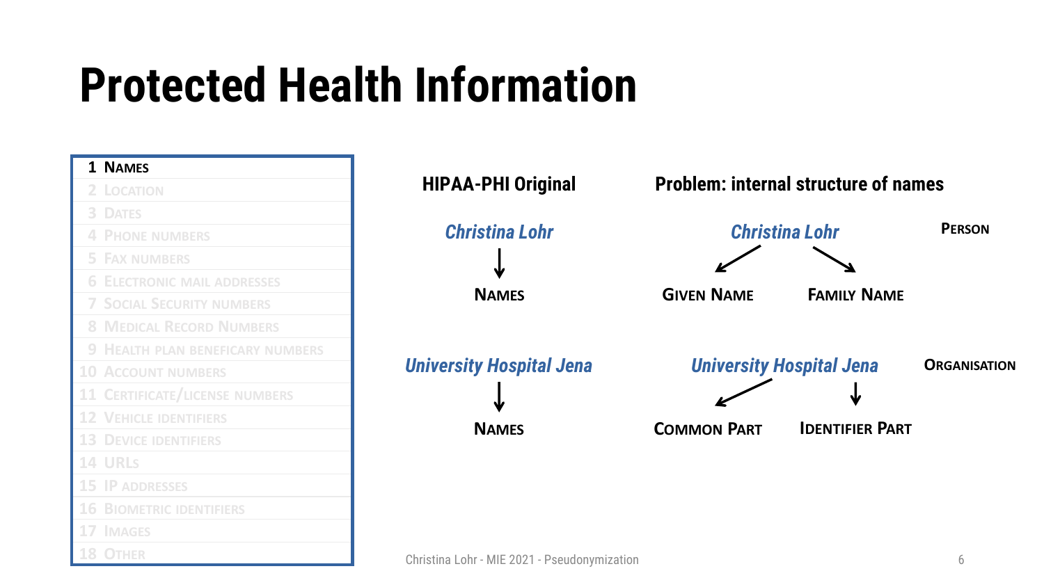# Protected Health Information

1. **NAMES**
2. LOCATION
3. DATES
4. PHONE NUMBERS
5. FAX NUMBERS
6. ELECTRONIC MAIL ADDRESSES
7. SOCIAL SECURITY NUMBERS
8. MEDICAL RECORD NUMBERS
9. HEALTH PLAN BENEFICARY NUMBERS
10. ACCOUNT NUMBERS
11. CERTIFICATE/LICENSE NUMBERS
12. VEHICLE IDENTIFIERS
13. DEVICE IDENTIFIERS
14. URLS
15. IP ADDRESSES
16. BIOMETRIC IDENTIFIERS
17. IMAGES
18. OTHER

**HIPAA-PHI Original**

*Christina Lohr* → NAMES

*University Hospital Jena* → NAMES

**Problem: internal structure of names**

*Christina Lohr* (PERSON) → GIVEN NAME, FAMILY NAME

*University Hospital Jena* (ORGANISATION) → COMMON PART, IDENTIFIER PART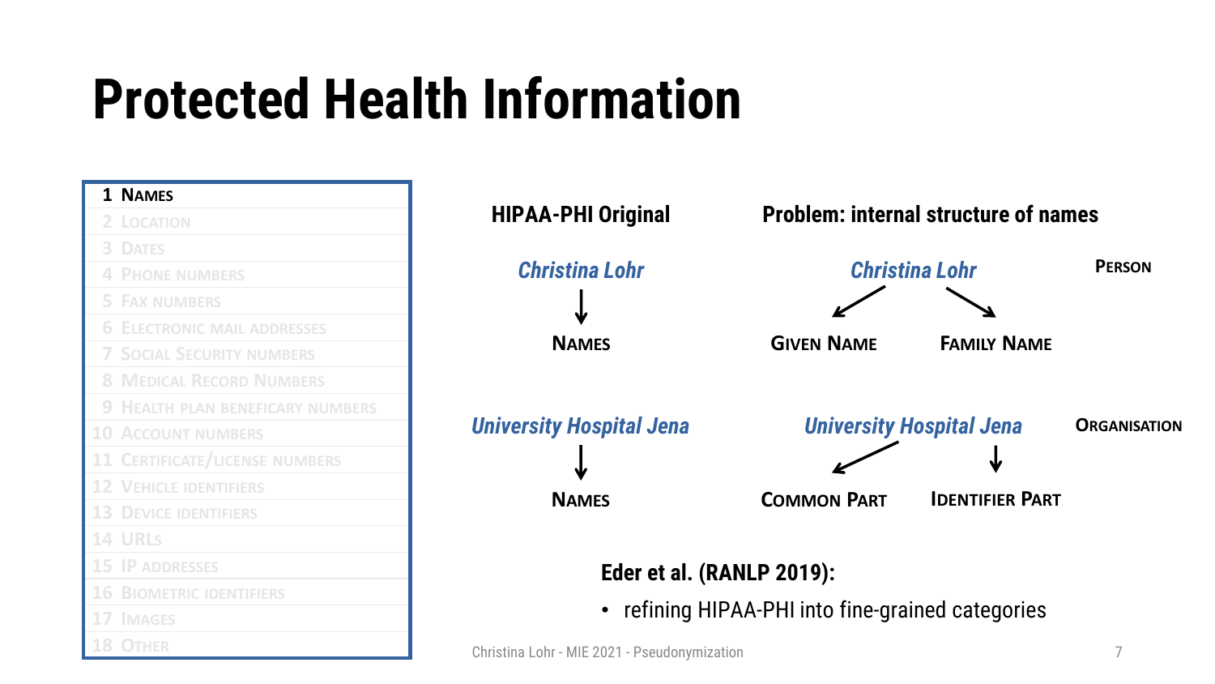# Protected Health Information

1. **NAMES**
2. LOCATION
3. DATES
4. PHONE NUMBERS
5. FAX NUMBERS
6. ELECTRONIC MAIL ADDRESSES
7. SOCIAL SECURITY NUMBERS
8. MEDICAL RECORD NUMBERS
9. HEALTH PLAN BENEFICARY NUMBERS
10. ACCOUNT NUMBERS
11. CERTIFICATE/LICENSE NUMBERS
12. VEHICLE IDENTIFIERS
13. DEVICE IDENTIFIERS
14. URLS
15. IP ADDRESSES
16. BIOMETRIC IDENTIFIERS
17. IMAGES
18. OTHER

**HIPAA-PHI Original**

*Christina Lohr* → NAMES

*University Hospital Jena* → NAMES

**Problem: internal structure of names**

*Christina Lohr* (PERSON) → GIVEN NAME, FAMILY NAME

*University Hospital Jena* (ORGANISATION) → COMMON PART, IDENTIFIER PART

**Eder et al. (RANLP 2019):**

- refining HIPAA-PHI into fine-grained categories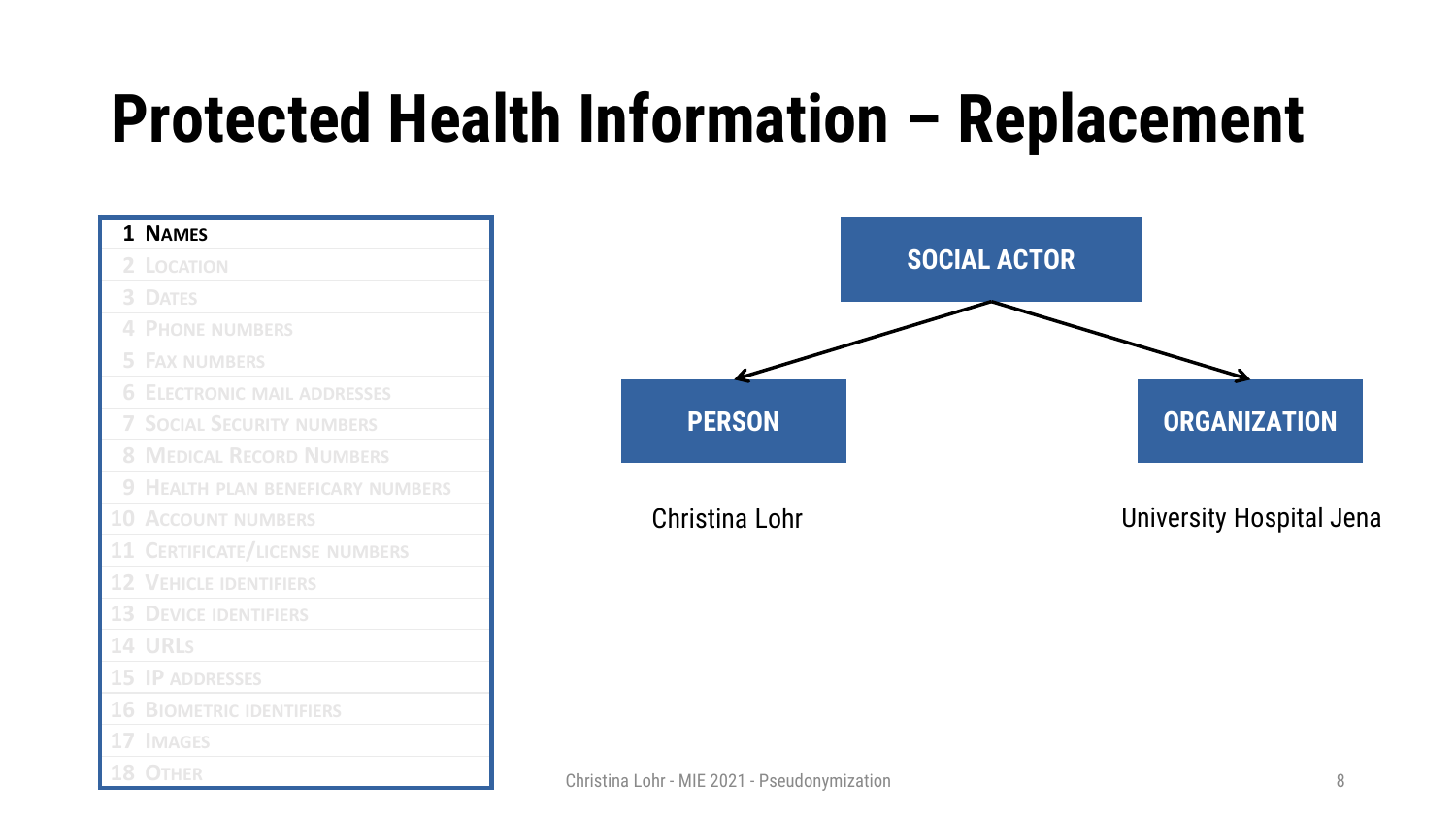# Protected Health Information – Replacement

| |
|---|
| 1 Names |
| 2 Location |
| 3 Dates |
| 4 Phone numbers |
| 5 Fax numbers |
| 6 Electronic mail addresses |
| 7 Social Security numbers |
| 8 Medical Record Numbers |
| 9 Health plan beneficary numbers |
| 10 Account numbers |
| 11 Certificate/license numbers |
| 12 Vehicle identifiers |
| 13 Device identifiers |
| 14 URLs |
| 15 IP addresses |
| 16 Biometric identifiers |
| 17 Images |
| 18 Other |

**SOCIAL ACTOR**

- **PERSON** – Christina Lohr
- **ORGANIZATION** – University Hospital Jena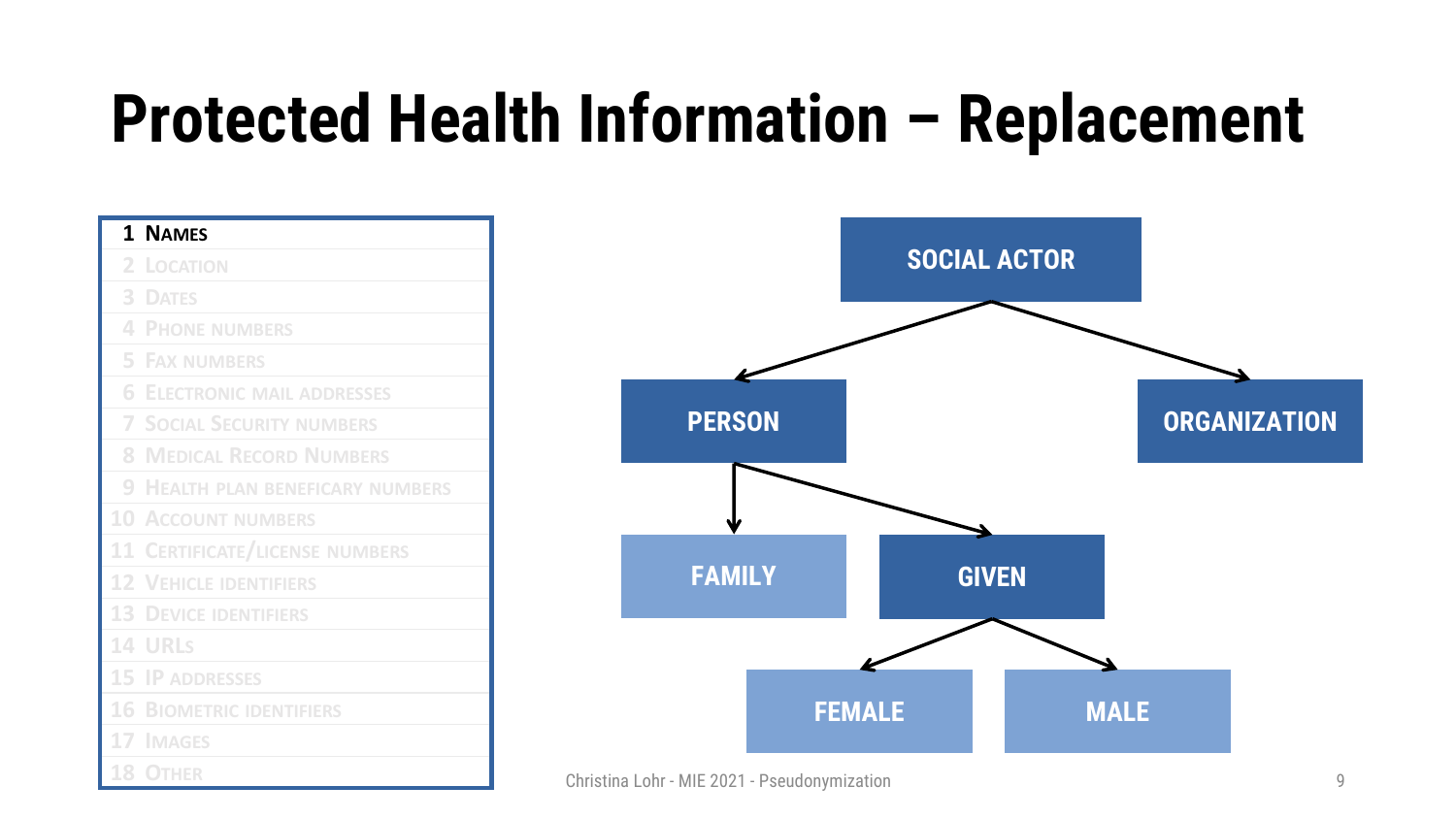# Protected Health Information – Replacement

1. **Names**
2. Location
3. Dates
4. Phone numbers
5. Fax numbers
6. Electronic mail addresses
7. Social Security numbers
8. Medical Record Numbers
9. Health plan beneficary numbers
10. Account numbers
11. Certificate/license numbers
12. Vehicle identifiers
13. Device identifiers
14. URLs
15. IP addresses
16. Biometric identifiers
17. Images
18. Other

- SOCIAL ACTOR
  - PERSON
    - FAMILY
    - GIVEN
      - FEMALE
      - MALE
  - ORGANIZATION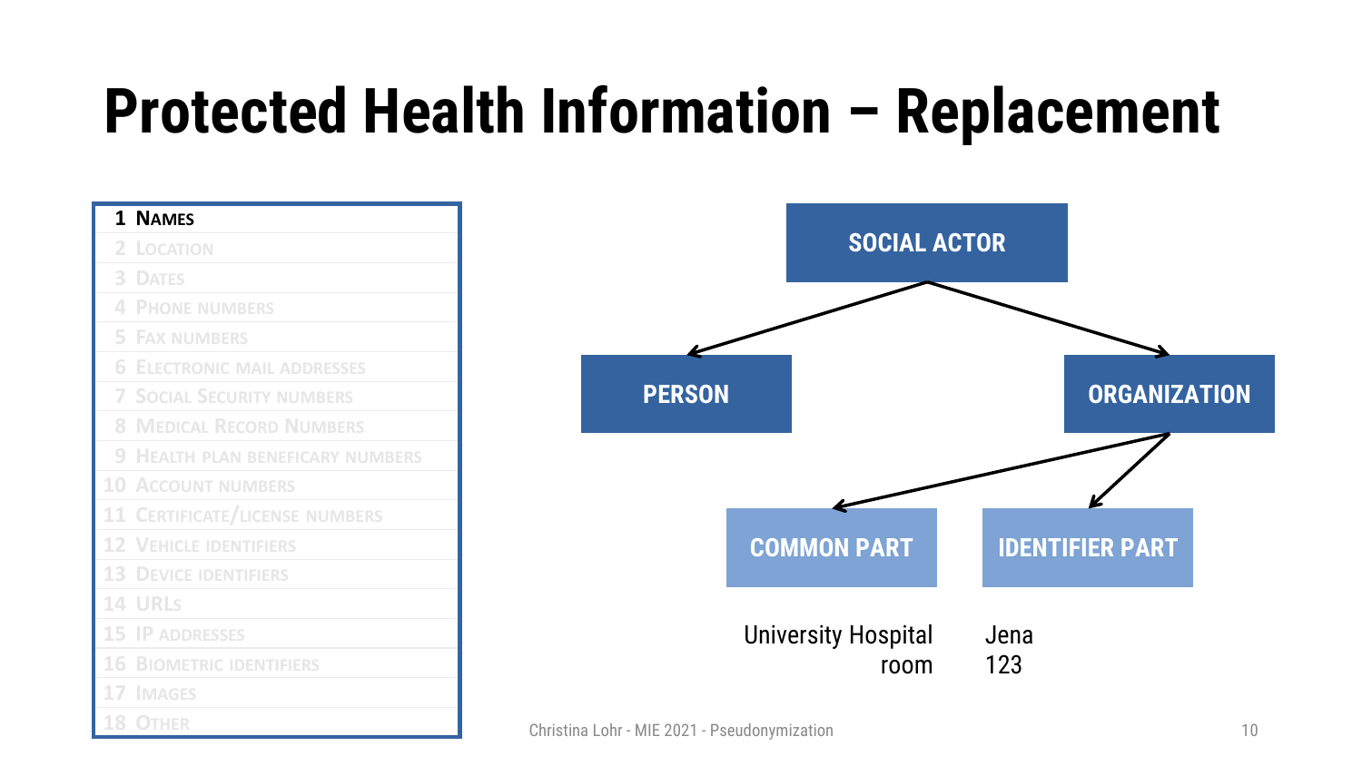# Protected Health Information – Replacement

1. **Names**
2. Location
3. Dates
4. Phone numbers
5. Fax numbers
6. Electronic mail addresses
7. Social Security numbers
8. Medical Record Numbers
9. Health plan beneficary numbers
10. Account numbers
11. Certificate/license numbers
12. Vehicle identifiers
13. Device identifiers
14. URLs
15. IP addresses
16. Biometric identifiers
17. Images
18. Other

- **SOCIAL ACTOR**
  - **PERSON**
  - **ORGANIZATION**
    - **COMMON PART**
    - **IDENTIFIER PART**

| COMMON PART | IDENTIFIER PART |
| --- | --- |
| University Hospital | Jena |
| room | 123 |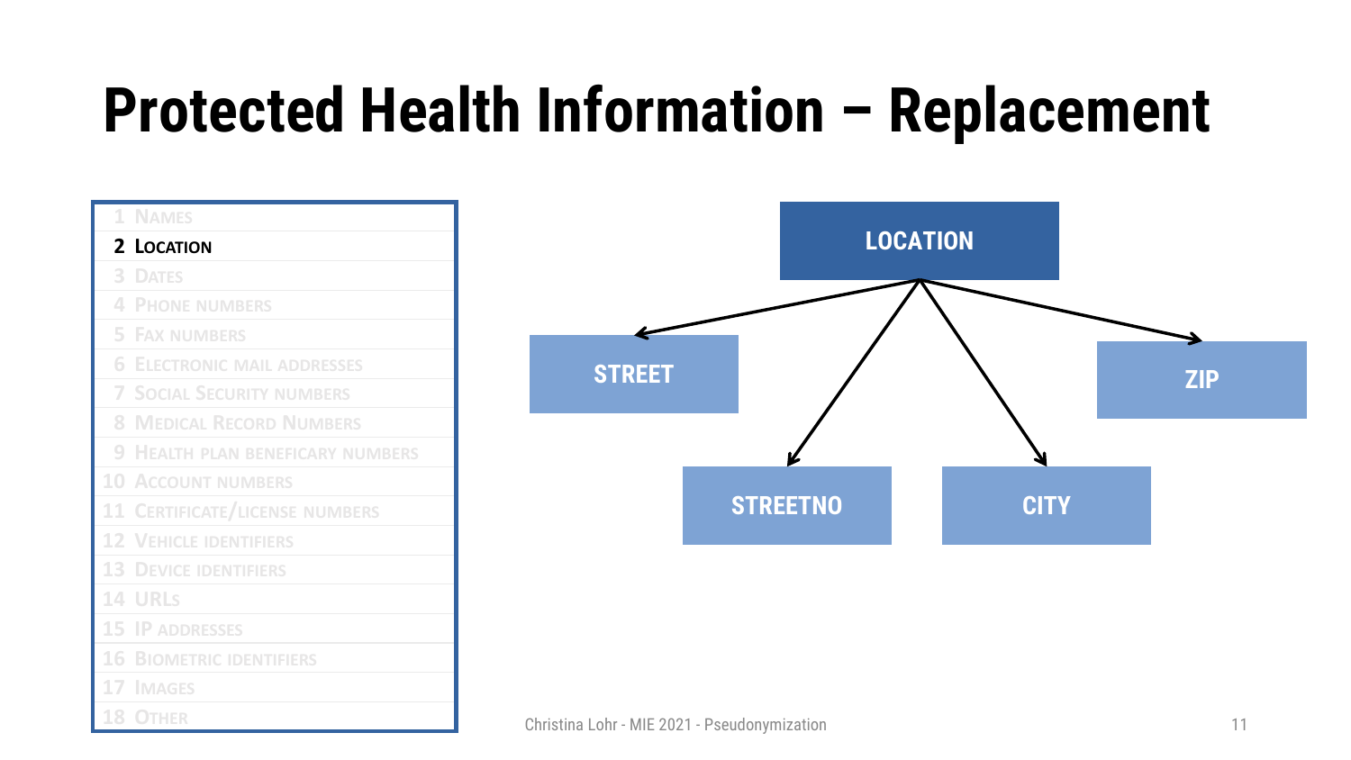# Protected Health Information – Replacement

1 Names
**2 Location**
3 Dates
4 Phone numbers
5 Fax numbers
6 Electronic mail addresses
7 Social Security numbers
8 Medical Record Numbers
9 Health plan beneficary numbers
10 Account numbers
11 Certificate/license numbers
12 Vehicle identifiers
13 Device identifiers
14 URLs
15 IP addresses
16 Biometric identifiers
17 Images
18 Other

LOCATION

- STREET
- STREETNO
- CITY
- ZIP

Christina Lohr - MIE 2021 - Pseudonymization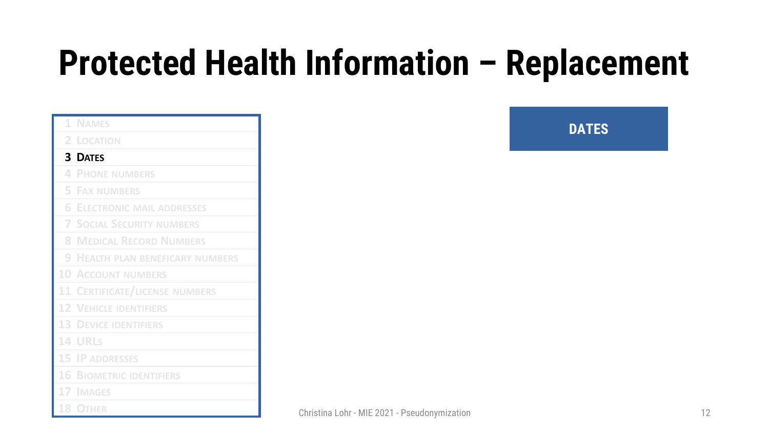# Protected Health Information – Replacement

1. Names
2. Location
3. **Dates**
4. Phone numbers
5. Fax numbers
6. Electronic mail addresses
7. Social Security numbers
8. Medical Record Numbers
9. Health plan beneficary numbers
10. Account numbers
11. Certificate/license numbers
12. Vehicle identifiers
13. Device identifiers
14. URLs
15. IP addresses
16. Biometric identifiers
17. Images
18. Other

**DATES**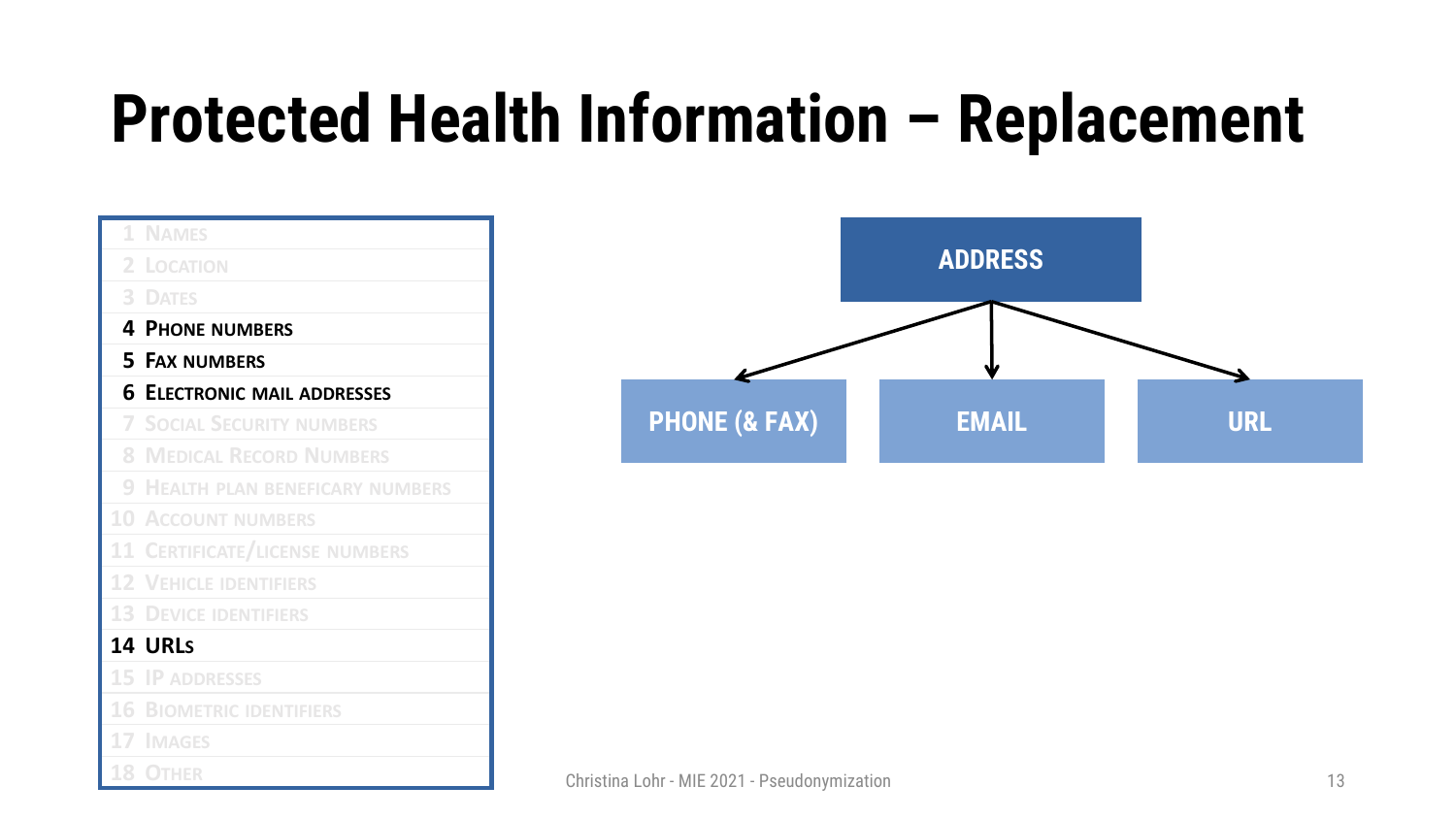# Protected Health Information – Replacement

1. Names
2. Location
3. Dates
4. **Phone numbers**
5. **Fax numbers**
6. **Electronic mail addresses**
7. Social Security numbers
8. Medical Record Numbers
9. Health plan beneficary numbers
10. Account numbers
11. Certificate/license numbers
12. Vehicle identifiers
13. Device identifiers
14. **URLs**
15. IP addresses
16. Biometric identifiers
17. Images
18. Other

**ADDRESS**
- PHONE (& FAX)
- EMAIL
- URL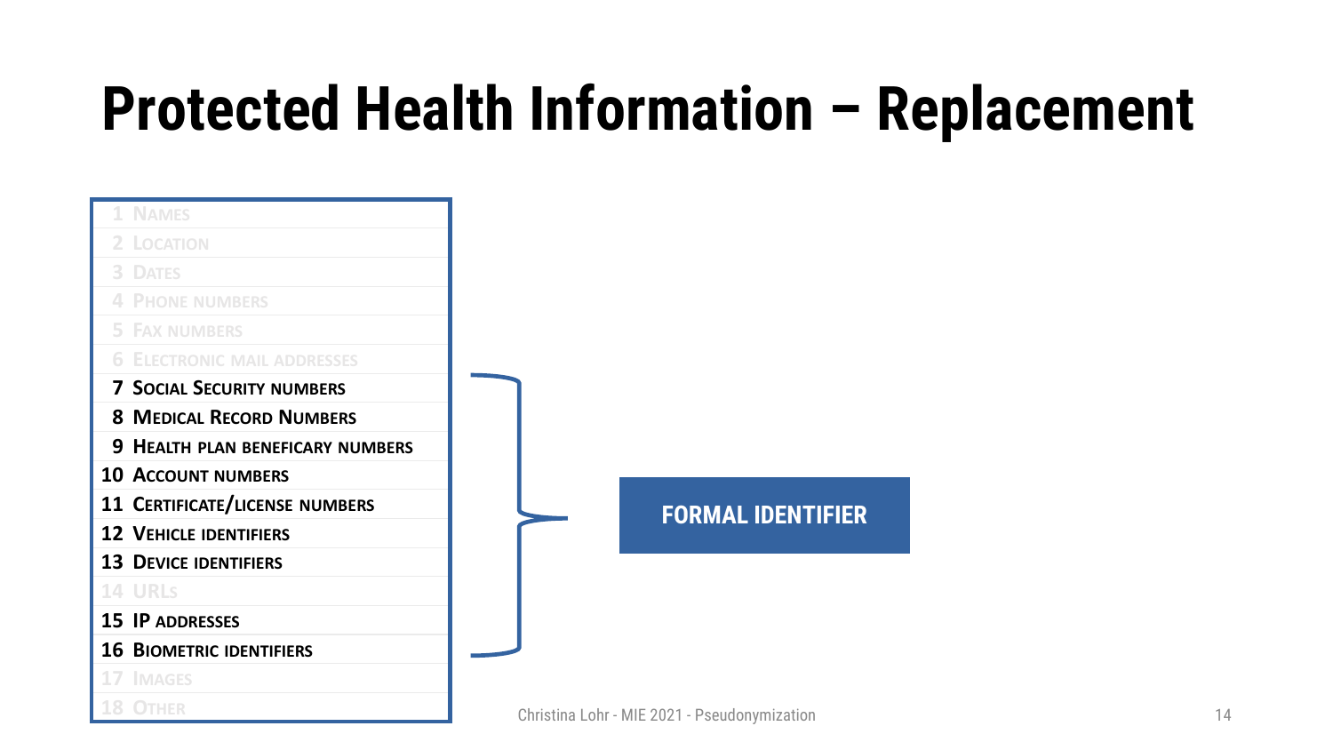# Protected Health Information – Replacement

1 Names
2 Location
3 Dates
4 Phone numbers
5 Fax numbers
6 Electronic mail addresses
**7 Social Security numbers**
**8 Medical Record Numbers**
**9 Health plan beneficary numbers**
**10 Account numbers**
**11 Certificate/license numbers**
**12 Vehicle identifiers**
**13 Device identifiers**
14 URLs
**15 IP addresses**
**16 Biometric identifiers**
17 Images
18 Other

Items 7–13, 15, 16 → **FORMAL IDENTIFIER**

Christina Lohr - MIE 2021 - Pseudonymization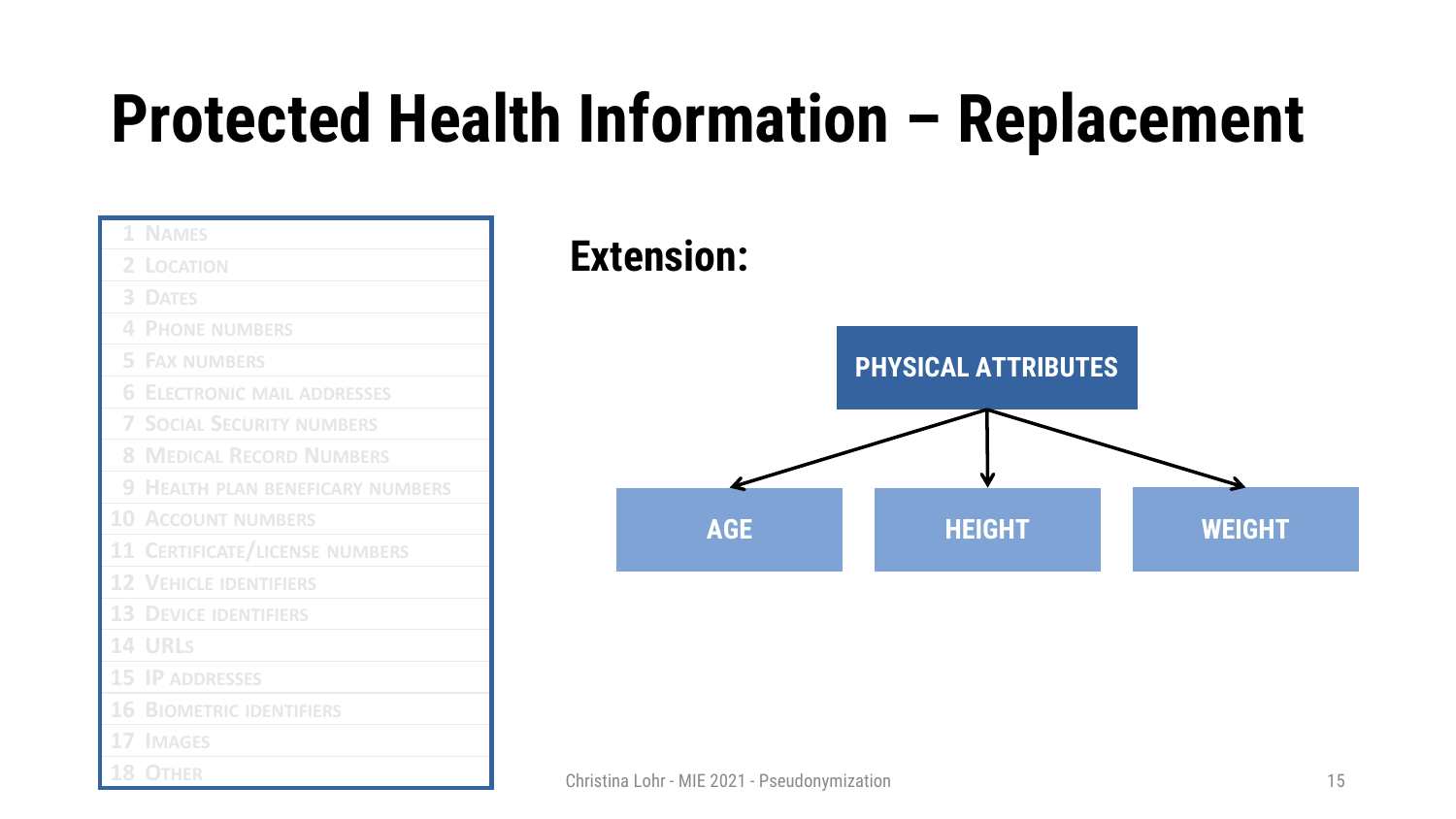# Protected Health Information – Replacement

1. Names
2. Location
3. Dates
4. Phone numbers
5. Fax numbers
6. Electronic mail addresses
7. Social Security numbers
8. Medical Record Numbers
9. Health plan beneficary numbers
10. Account numbers
11. Certificate/license numbers
12. Vehicle identifiers
13. Device identifiers
14. URLs
15. IP addresses
16. Biometric identifiers
17. Images
18. Other

**Extension:**

**PHYSICAL ATTRIBUTES**

- **AGE**
- **HEIGHT**
- **WEIGHT**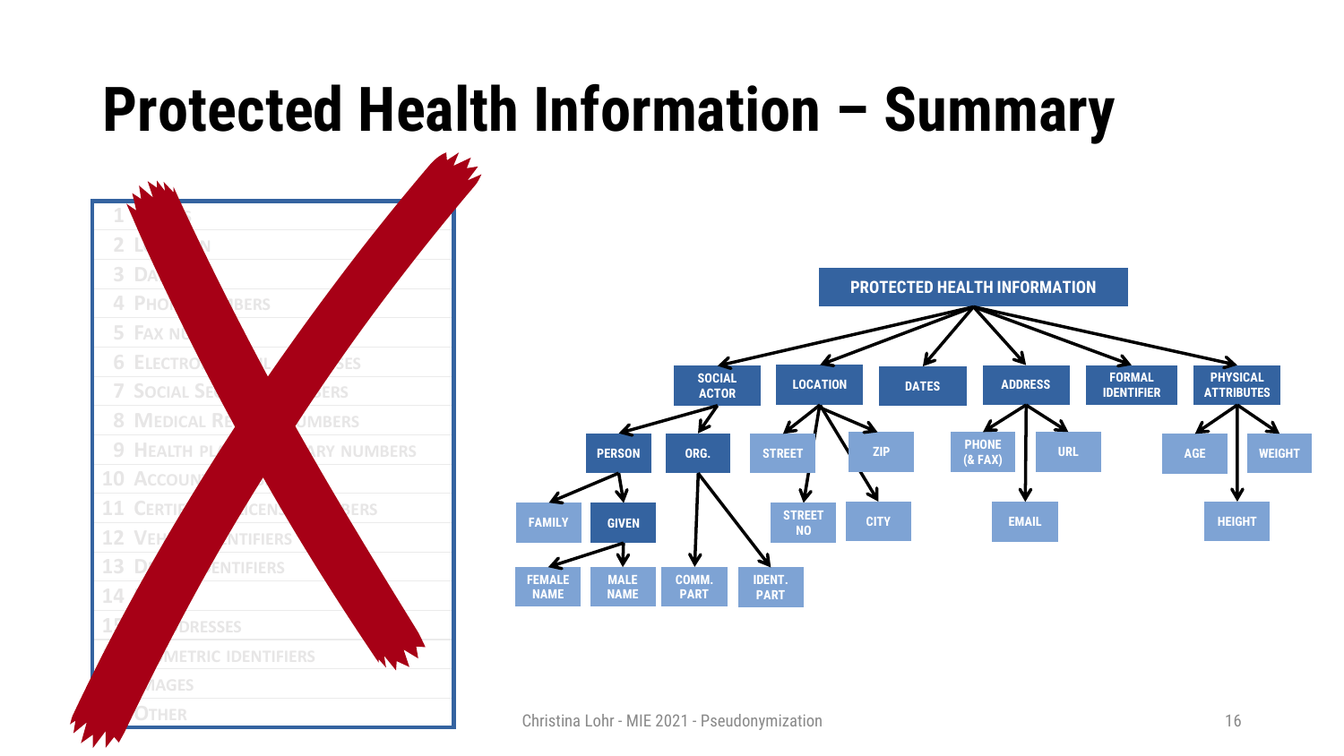# Protected Health Information – Summary

- PROTECTED HEALTH INFORMATION
  - SOCIAL ACTOR
    - PERSON
      - FAMILY
      - GIVEN
        - FEMALE NAME
        - MALE NAME
    - ORG.
      - COMM. PART
      - IDENT. PART
  - LOCATION
    - STREET
      - STREET NO
    - ZIP
    - CITY
  - DATES
  - ADDRESS
    - PHONE (& FAX)
    - URL
    - EMAIL
  - FORMAL IDENTIFIER
  - PHYSICAL ATTRIBUTES
    - AGE
    - WEIGHT
    - HEIGHT

Christina Lohr - MIE 2021 - Pseudonymization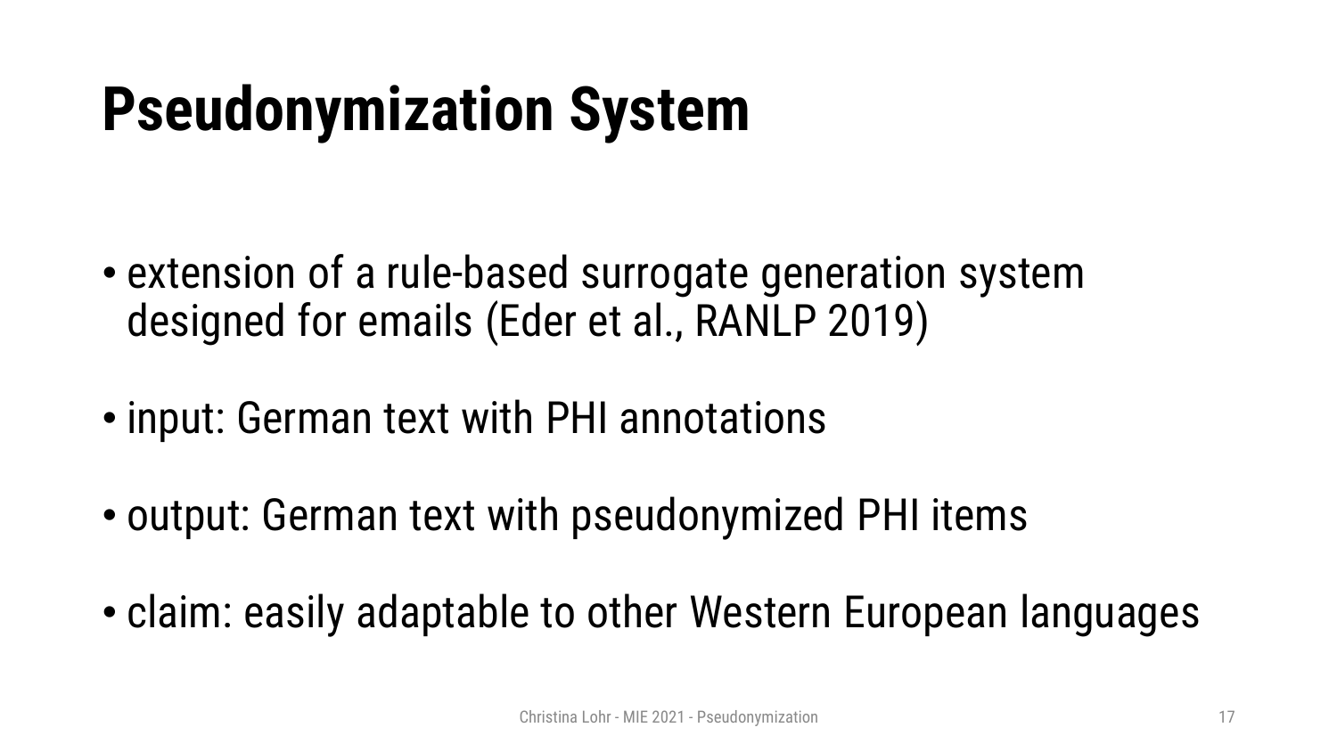# Pseudonymization System

- extension of a rule-based surrogate generation system designed for emails (Eder et al., RANLP 2019)
- input: German text with PHI annotations
- output: German text with pseudonymized PHI items
- claim: easily adaptable to other Western European languages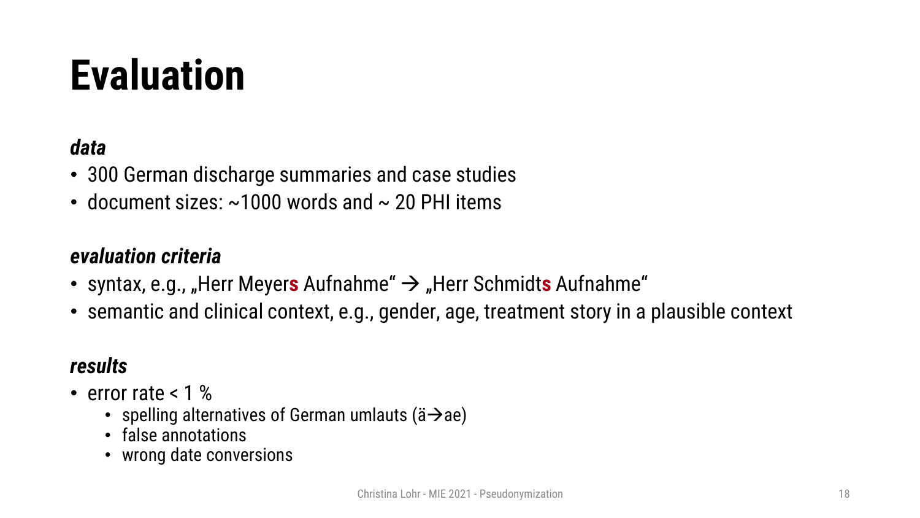# Evaluation

***data***

- 300 German discharge summaries and case studies
- document sizes: ~1000 words and ~ 20 PHI items

***evaluation criteria***

- syntax, e.g., „Herr Meyer**s** Aufnahme“ → „Herr Schmidt**s** Aufnahme“
- semantic and clinical context, e.g., gender, age, treatment story in a plausible context

***results***

- error rate < 1 %
  - spelling alternatives of German umlauts (ä→ae)
  - false annotations
  - wrong date conversions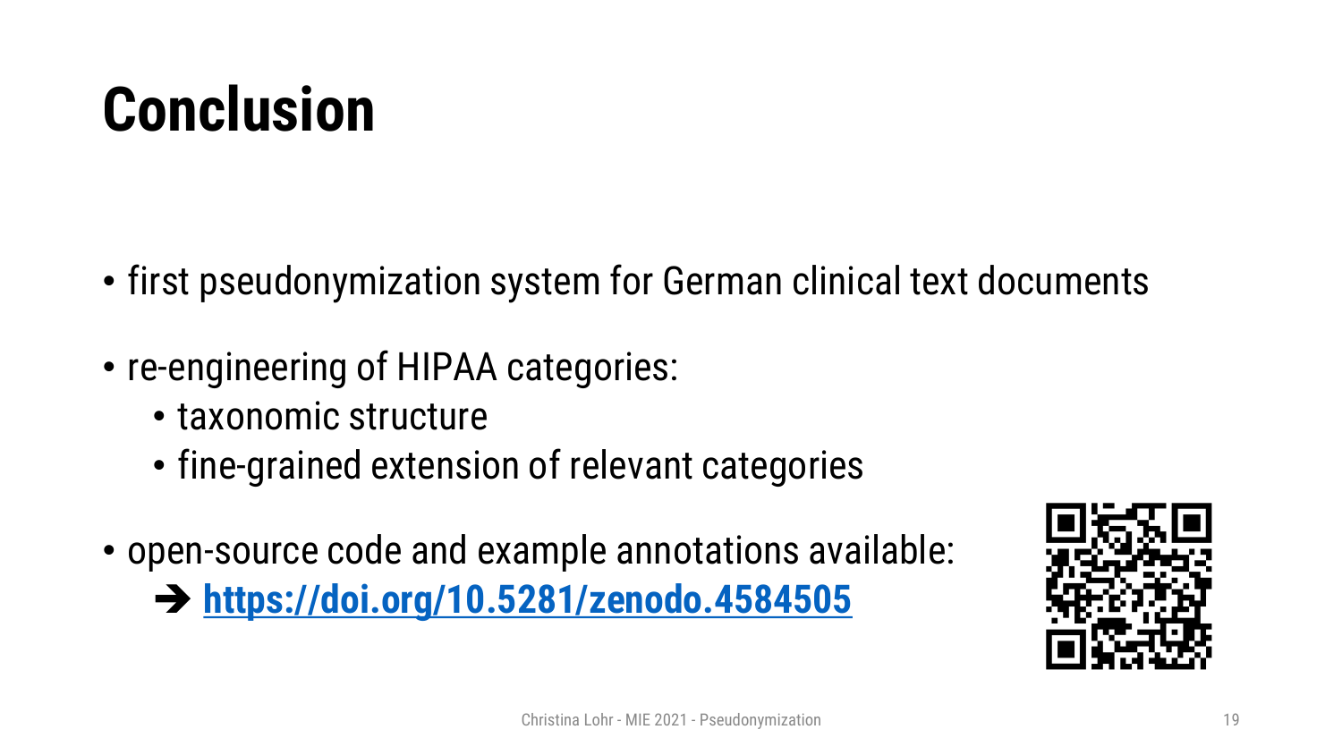# Conclusion

- first pseudonymization system for German clinical text documents
- re-engineering of HIPAA categories:
  - taxonomic structure
  - fine-grained extension of relevant categories
- open-source code and example annotations available:
  ➔ **https://doi.org/10.5281/zenodo.4584505**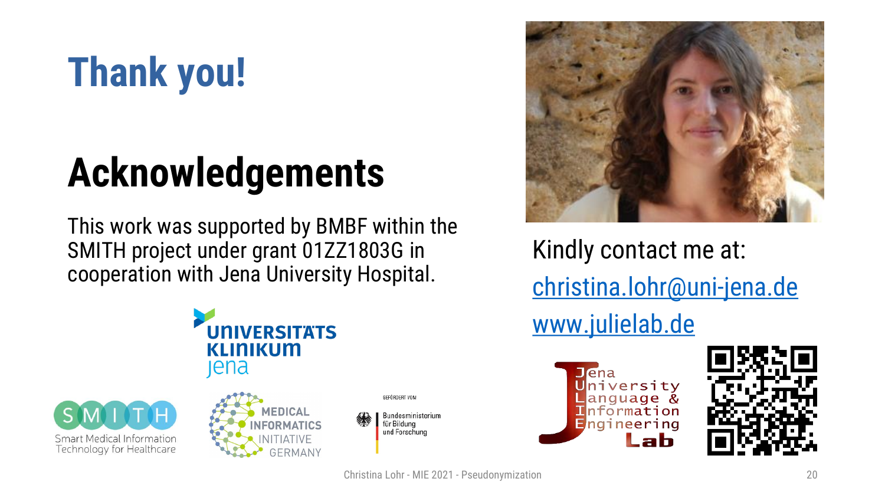# Thank you!

# Acknowledgements

This work was supported by BMBF within the SMITH project under grant 01ZZ1803G in cooperation with Jena University Hospital.

Kindly contact me at:

christina.lohr@uni-jena.de

www.julielab.de